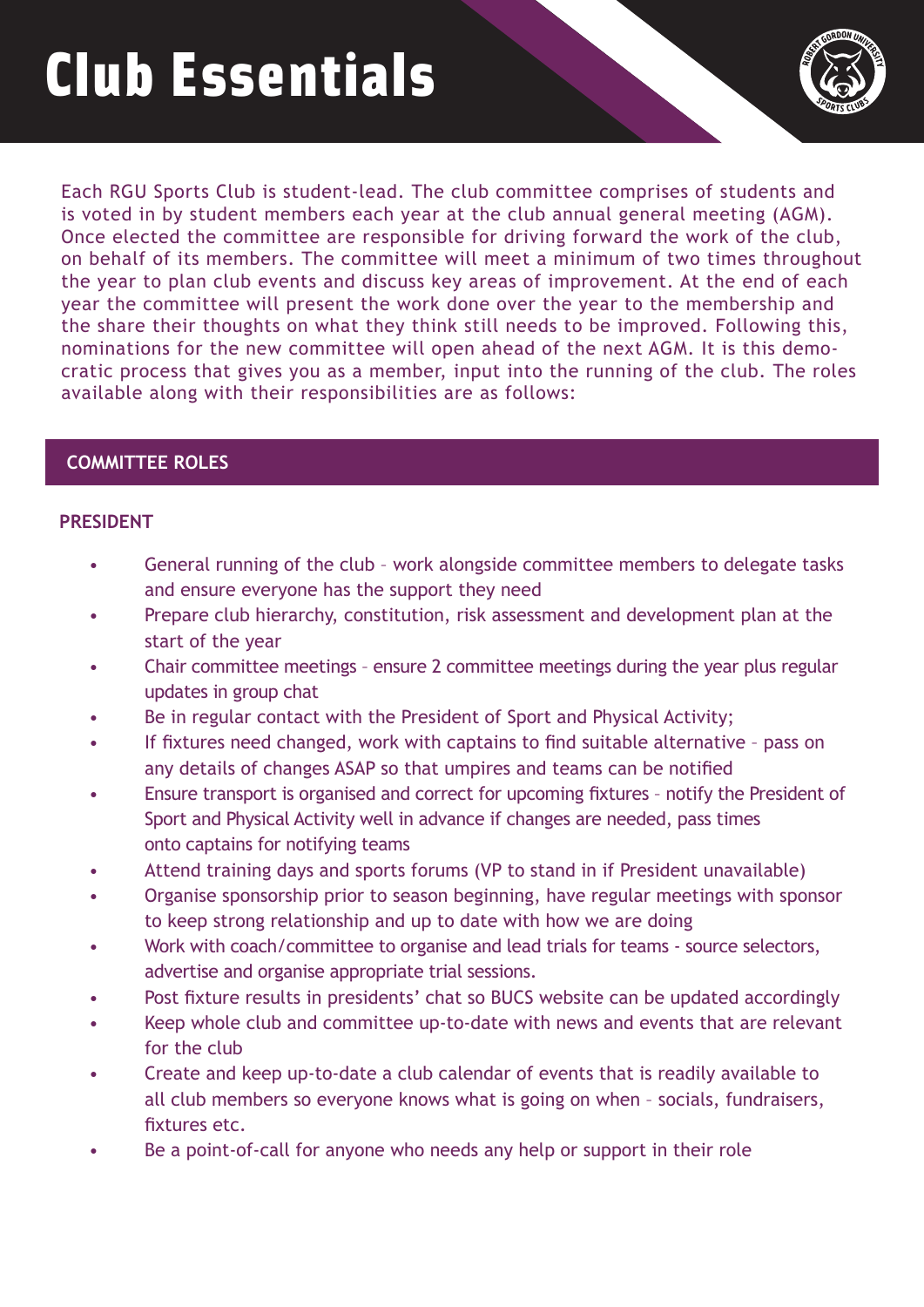# Club Essentials

Each RGU Sports Club is student-lead. The club committee comprises of students and is voted in by student members each year at the club annual general meeting (AGM). Once elected the committee are responsible for driving forward the work of the club, on behalf of its members. The committee will meet a minimum of two times throughout the year to plan club events and discuss key areas of improvement. At the end of each year the committee will present the work done over the year to the membership and the share their thoughts on what they think still needs to be improved. Following this, nominations for the new committee will open ahead of the next AGM. It is this democratic process that gives you as a member, input into the running of the club. The roles available along with their responsibilities are as follows:

## COMMITTEE ROLES

### PRESIDENT

- General running of the club – work alongside committee members to delegate tasks and ensure everyone has the support they need
- Prepare club hierarchy, constitution, risk assessment and development plan at the start of the year
- Chair committee meetings – ensure 2 committee meetings during the year plus regular updates in group chat
- Be in regular contact with the President of Sport and Physical Activity;
- If fixtures need changed, work with captains to find suitable alternative – pass on any details of changes ASAP so that umpires and teams can be notified
- Ensure transport is organised and correct for upcoming fixtures – notify the President of Sport and Physical Activity well in advance if changes are needed, pass times onto captains for notifying teams
- Attend training days and sports forums (VP to stand in if President unavailable)
- Organise sponsorship prior to season beginning, have regular meetings with sponsor to keep strong relationship and up to date with how we are doing
- Work with coach/committee to organise and lead trials for teams - source selectors, advertise and organise appropriate trial sessions.
- Post fixture results in presidents' chat so BUCS website can be updated accordingly
- Keep whole club and committee up-to-date with news and events that are relevant for the club
- Create and keep up-to-date a club calendar of events that is readily available to all club members so everyone knows what is going on when – socials, fundraisers, fixtures etc.
- Be a point-of-call for anyone who needs any help or support in their role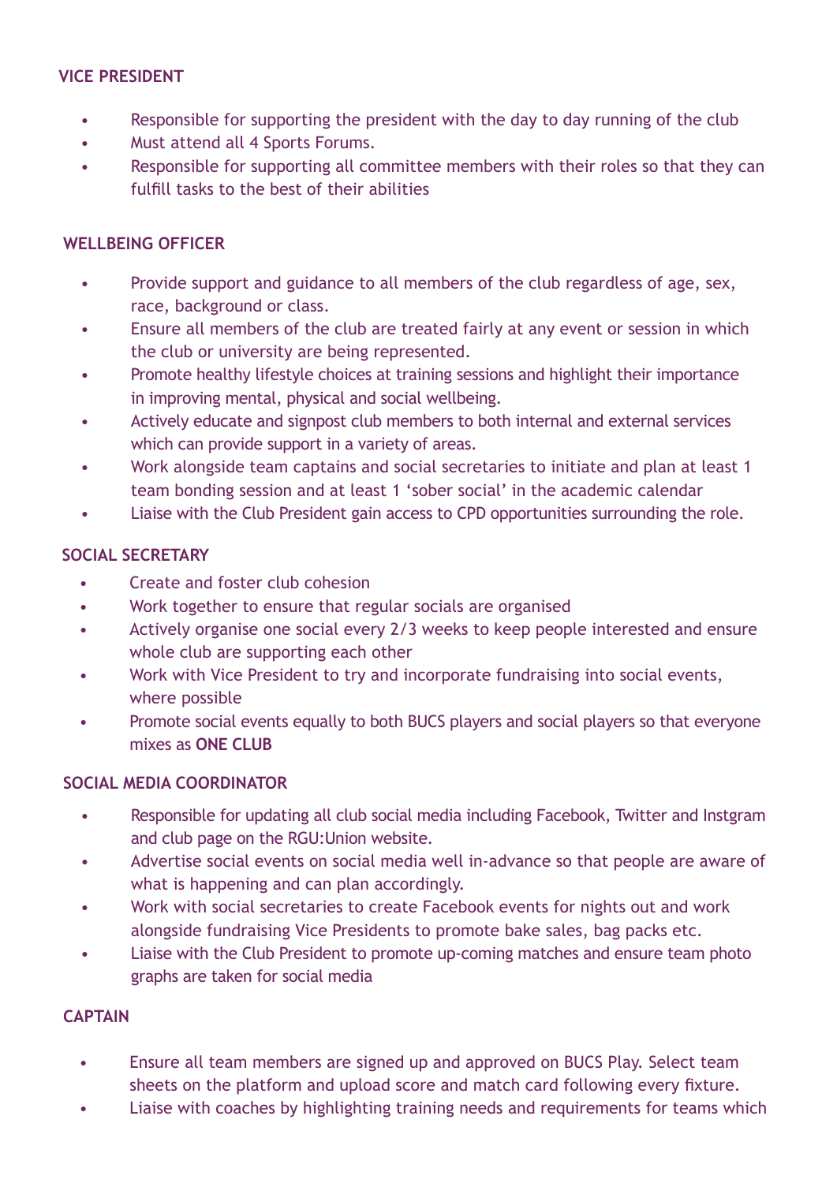**VICE PRESIDENT**

- Responsible for supporting the president with the day to day running of the club
- Must attend all 4 Sports Forums.
- Responsible for supporting all committee members with their roles so that they can fulfill tasks to the best of their abilities

**WELLBEING OFFICER**

- Provide support and guidance to all members of the club regardless of age, sex, race, background or class.
- Ensure all members of the club are treated fairly at any event or session in which the club or university are being represented.
- Promote healthy lifestyle choices at training sessions and highlight their importance in improving mental, physical and social wellbeing.
- Actively educate and signpost club members to both internal and external services which can provide support in a variety of areas.
- Work alongside team captains and social secretaries to initiate and plan at least 1 team bonding session and at least 1 'sober social' in the academic calendar
- Liaise with the Club President gain access to CPD opportunities surrounding the role.

**SOCIAL SECRETARY**

- Create and foster club cohesion
- Work together to ensure that regular socials are organised
- Actively organise one social every 2/3 weeks to keep people interested and ensure whole club are supporting each other
- Work with Vice President to try and incorporate fundraising into social events, where possible
- Promote social events equally to both BUCS players and social players so that everyone mixes as **ONE CLUB**

**SOCIAL MEDIA COORDINATOR**

- Responsible for updating all club social media including Facebook, Twitter and Instgram and club page on the RGU:Union website.
- Advertise social events on social media well in-advance so that people are aware of what is happening and can plan accordingly.
- Work with social secretaries to create Facebook events for nights out and work alongside fundraising Vice Presidents to promote bake sales, bag packs etc.
- Liaise with the Club President to promote up-coming matches and ensure team photo graphs are taken for social media

**CAPTAIN**

- Ensure all team members are signed up and approved on BUCS Play. Select team sheets on the platform and upload score and match card following every fixture.
- Liaise with coaches by highlighting training needs and requirements for teams which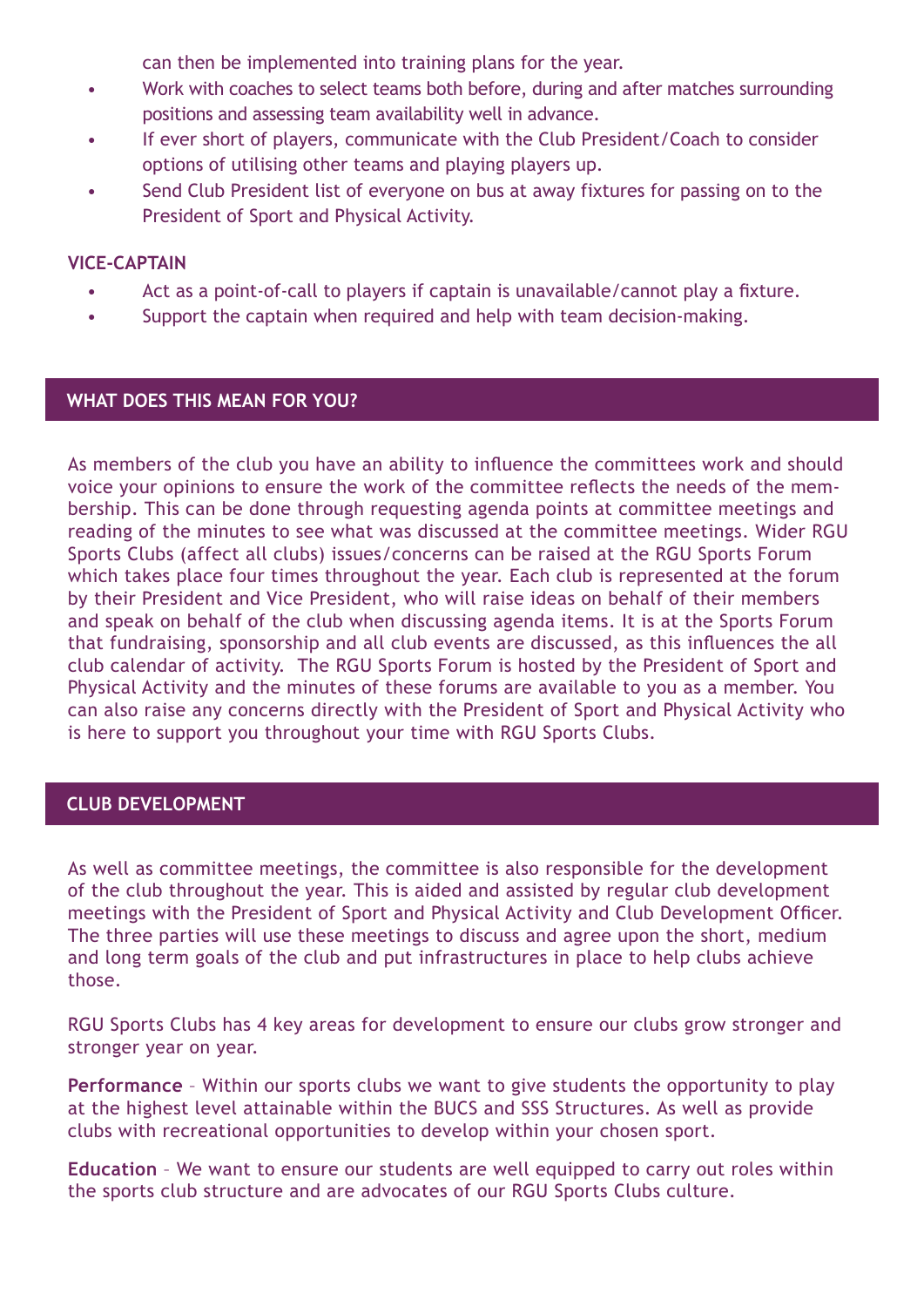can then be implemented into training plans for the year.

- Work with coaches to select teams both before, during and after matches surrounding positions and assessing team availability well in advance.
- If ever short of players, communicate with the Club President/Coach to consider options of utilising other teams and playing players up.
- Send Club President list of everyone on bus at away fixtures for passing on to the President of Sport and Physical Activity.

**VICE-CAPTAIN**

- Act as a point-of-call to players if captain is unavailable/cannot play a fixture.
- Support the captain when required and help with team decision-making.

## WHAT DOES THIS MEAN FOR YOU?

As members of the club you have an ability to influence the committees work and should voice your opinions to ensure the work of the committee reflects the needs of the membership. This can be done through requesting agenda points at committee meetings and reading of the minutes to see what was discussed at the committee meetings. Wider RGU Sports Clubs (affect all clubs) issues/concerns can be raised at the RGU Sports Forum which takes place four times throughout the year. Each club is represented at the forum by their President and Vice President, who will raise ideas on behalf of their members and speak on behalf of the club when discussing agenda items. It is at the Sports Forum that fundraising, sponsorship and all club events are discussed, as this influences the all club calendar of activity. The RGU Sports Forum is hosted by the President of Sport and Physical Activity and the minutes of these forums are available to you as a member. You can also raise any concerns directly with the President of Sport and Physical Activity who is here to support you throughout your time with RGU Sports Clubs.

## CLUB DEVELOPMENT

As well as committee meetings, the committee is also responsible for the development of the club throughout the year. This is aided and assisted by regular club development meetings with the President of Sport and Physical Activity and Club Development Officer. The three parties will use these meetings to discuss and agree upon the short, medium and long term goals of the club and put infrastructures in place to help clubs achieve those.

RGU Sports Clubs has 4 key areas for development to ensure our clubs grow stronger and stronger year on year.

**Performance** – Within our sports clubs we want to give students the opportunity to play at the highest level attainable within the BUCS and SSS Structures. As well as provide clubs with recreational opportunities to develop within your chosen sport.

**Education** – We want to ensure our students are well equipped to carry out roles within the sports club structure and are advocates of our RGU Sports Clubs culture.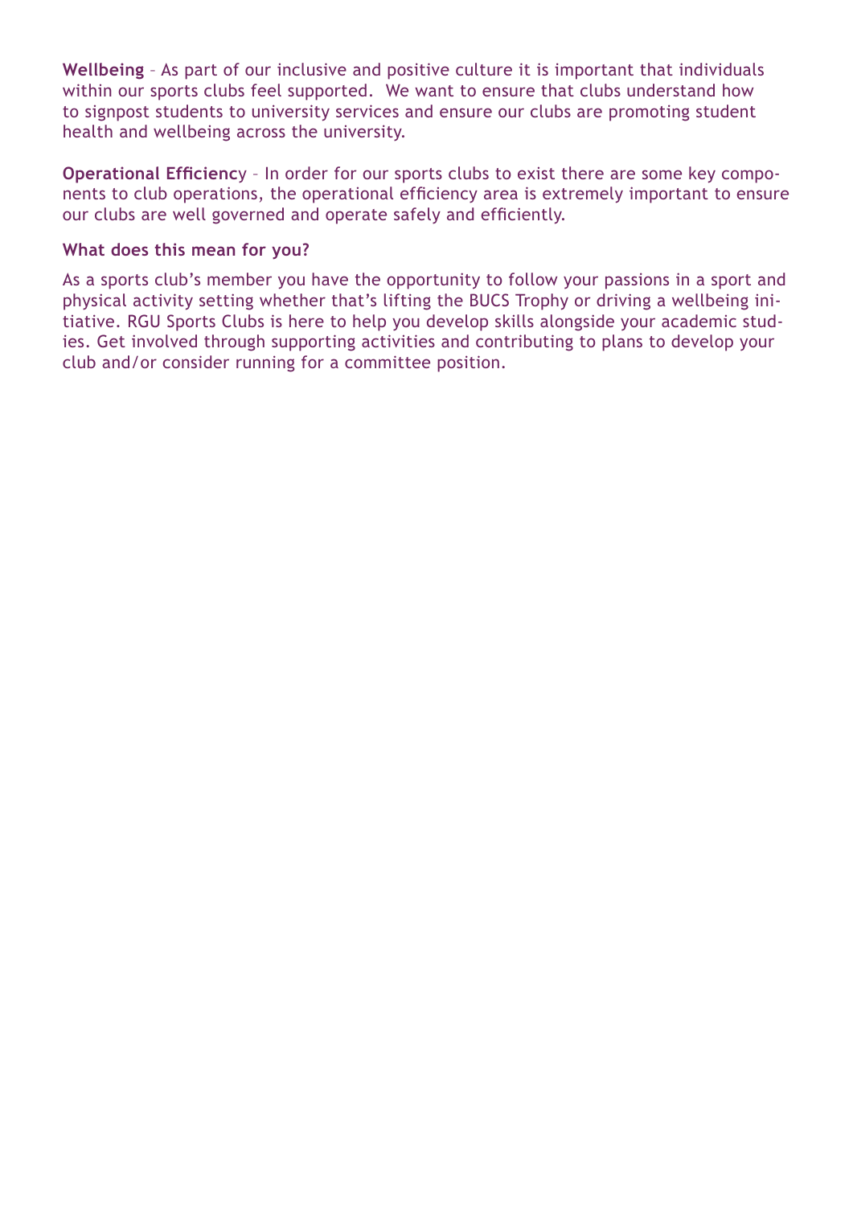**Wellbeing** – As part of our inclusive and positive culture it is important that individuals within our sports clubs feel supported. We want to ensure that clubs understand how to signpost students to university services and ensure our clubs are promoting student health and wellbeing across the university.

**Operational Efficiency** – In order for our sports clubs to exist there are some key components to club operations, the operational efficiency area is extremely important to ensure our clubs are well governed and operate safely and efficiently.

**What does this mean for you?**

As a sports club's member you have the opportunity to follow your passions in a sport and physical activity setting whether that's lifting the BUCS Trophy or driving a wellbeing initiative. RGU Sports Clubs is here to help you develop skills alongside your academic studies. Get involved through supporting activities and contributing to plans to develop your club and/or consider running for a committee position.